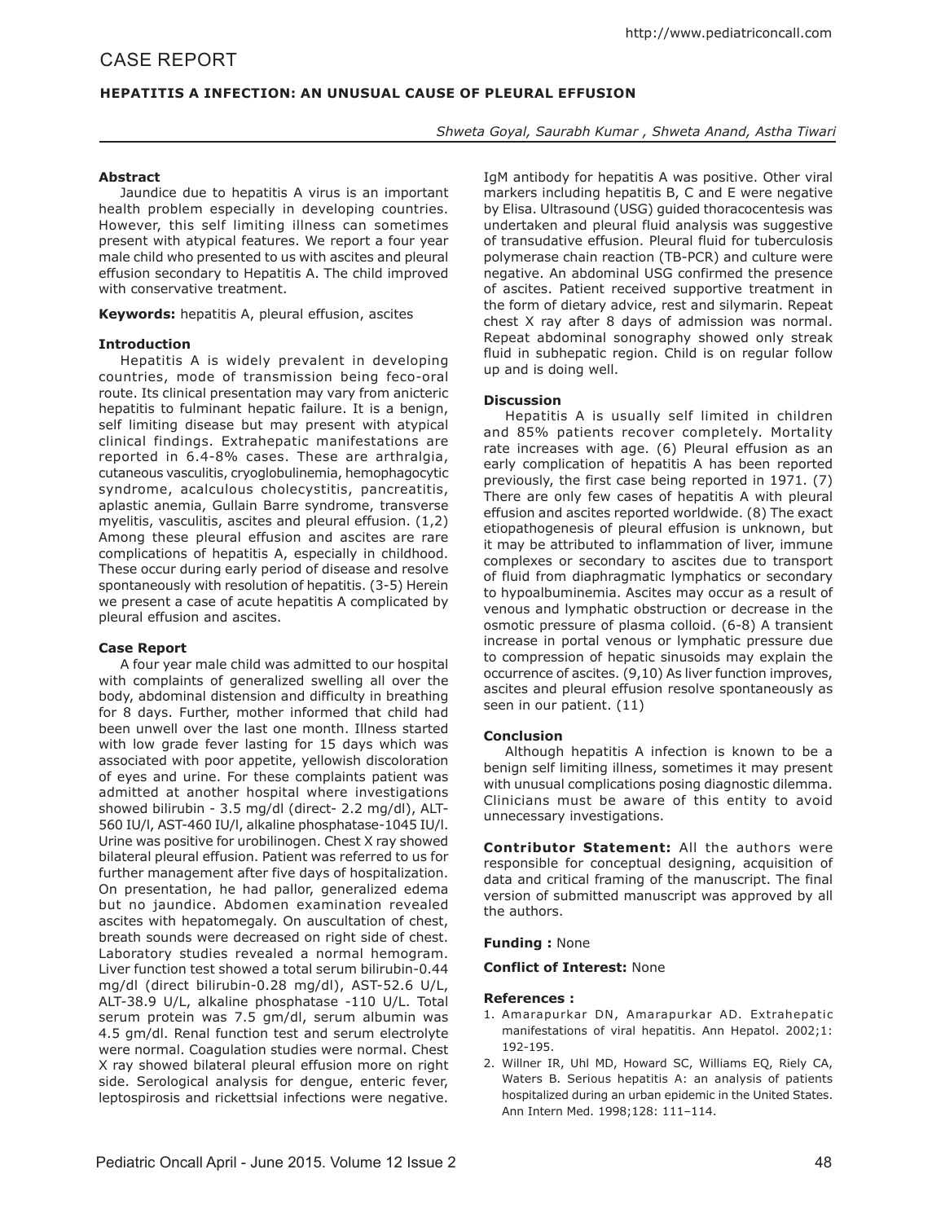# CASE REPORT

## HEPATITIS A INFECTION: AN UNUSUAL CAUSE OF PLEURAL EFFUSION

*Shweta Goyal, Saurabh Kumar , Shweta Anand, Astha Tiwari*

### Abstract

Jaundice due to hepatitis A virus is an important health problem especially in developing countries. However, this self limiting illness can sometimes present with atypical features. We report a four year male child who presented to us with ascites and pleural effusion secondary to Hepatitis A. The child improved with conservative treatment.

**Keywords:** hepatitis A, pleural effusion, ascites

### Introduction

Hepatitis A is widely prevalent in developing countries, mode of transmission being feco-oral route. Its clinical presentation may vary from anicteric hepatitis to fulminant hepatic failure. It is a benign, self limiting disease but may present with atypical clinical findings. Extrahepatic manifestations are reported in 6.4-8% cases. These are arthralgia, cutaneous vasculitis, cryoglobulinemia, hemophagocytic syndrome, acalculous cholecystitis, pancreatitis, aplastic anemia, Gullain Barre syndrome, transverse myelitis, vasculitis, ascites and pleural effusion. (1,2) Among these pleural effusion and ascites are rare complications of hepatitis A, especially in childhood. These occur during early period of disease and resolve spontaneously with resolution of hepatitis. (3-5) Herein we present a case of acute hepatitis A complicated by pleural effusion and ascites.

### Case Report

A four year male child was admitted to our hospital with complaints of generalized swelling all over the body, abdominal distension and difficulty in breathing for 8 days. Further, mother informed that child had been unwell over the last one month. Illness started with low grade fever lasting for 15 days which was associated with poor appetite, yellowish discoloration of eyes and urine. For these complaints patient was admitted at another hospital where investigations showed bilirubin - 3.5 mg/dl (direct- 2.2 mg/dl), ALT-560 IU/l, AST-460 IU/l, alkaline phosphatase-1045 IU/l. Urine was positive for urobilinogen. Chest X ray showed bilateral pleural effusion. Patient was referred to us for further management after five days of hospitalization. On presentation, he had pallor, generalized edema but no jaundice. Abdomen examination revealed ascites with hepatomegaly. On auscultation of chest, breath sounds were decreased on right side of chest. Laboratory studies revealed a normal hemogram. Liver function test showed a total serum bilirubin-0.44 mg/dl (direct bilirubin-0.28 mg/dl), AST-52.6 U/L, ALT-38.9 U/L, alkaline phosphatase -110 U/L. Total serum protein was 7.5 gm/dl, serum albumin was 4.5 gm/dl. Renal function test and serum electrolyte were normal. Coagulation studies were normal. Chest X ray showed bilateral pleural effusion more on right side. Serological analysis for dengue, enteric fever, leptospirosis and rickettsial infections were negative. IgM antibody for hepatitis A was positive. Other viral markers including hepatitis B, C and E were negative by Elisa. Ultrasound (USG) guided thoracocentesis was undertaken and pleural fluid analysis was suggestive of transudative effusion. Pleural fluid for tuberculosis polymerase chain reaction (TB-PCR) and culture were negative. An abdominal USG confirmed the presence of ascites. Patient received supportive treatment in the form of dietary advice, rest and silymarin. Repeat chest X ray after 8 days of admission was normal. Repeat abdominal sonography showed only streak fluid in subhepatic region. Child is on regular follow up and is doing well.

### Discussion

Hepatitis A is usually self limited in children and 85% patients recover completely. Mortality rate increases with age. (6) Pleural effusion as an early complication of hepatitis A has been reported previously, the first case being reported in 1971. (7) There are only few cases of hepatitis A with pleural effusion and ascites reported worldwide. (8) The exact etiopathogenesis of pleural effusion is unknown, but it may be attributed to inflammation of liver, immune complexes or secondary to ascites due to transport of fluid from diaphragmatic lymphatics or secondary to hypoalbuminemia. Ascites may occur as a result of venous and lymphatic obstruction or decrease in the osmotic pressure of plasma colloid. (6-8) A transient increase in portal venous or lymphatic pressure due to compression of hepatic sinusoids may explain the occurrence of ascites. (9,10) As liver function improves, ascites and pleural effusion resolve spontaneously as seen in our patient. (11)

### Conclusion

Although hepatitis A infection is known to be a benign self limiting illness, sometimes it may present with unusual complications posing diagnostic dilemma. Clinicians must be aware of this entity to avoid unnecessary investigations.

**Contributor Statement:** All the authors were responsible for conceptual designing, acquisition of data and critical framing of the manuscript. The final version of submitted manuscript was approved by all the authors.

**Funding :** None

**Conflict of Interest:** None

### References :

1. Amarapurkar DN, Amarapurkar AD. Extrahepatic manifestations of viral hepatitis. Ann Hepatol. 2002;1: 192-195.
2. Willner IR, Uhl MD, Howard SC, Williams EQ, Riely CA, Waters B. Serious hepatitis A: an analysis of patients hospitalized during an urban epidemic in the United States. Ann Intern Med. 1998;128: 111–114.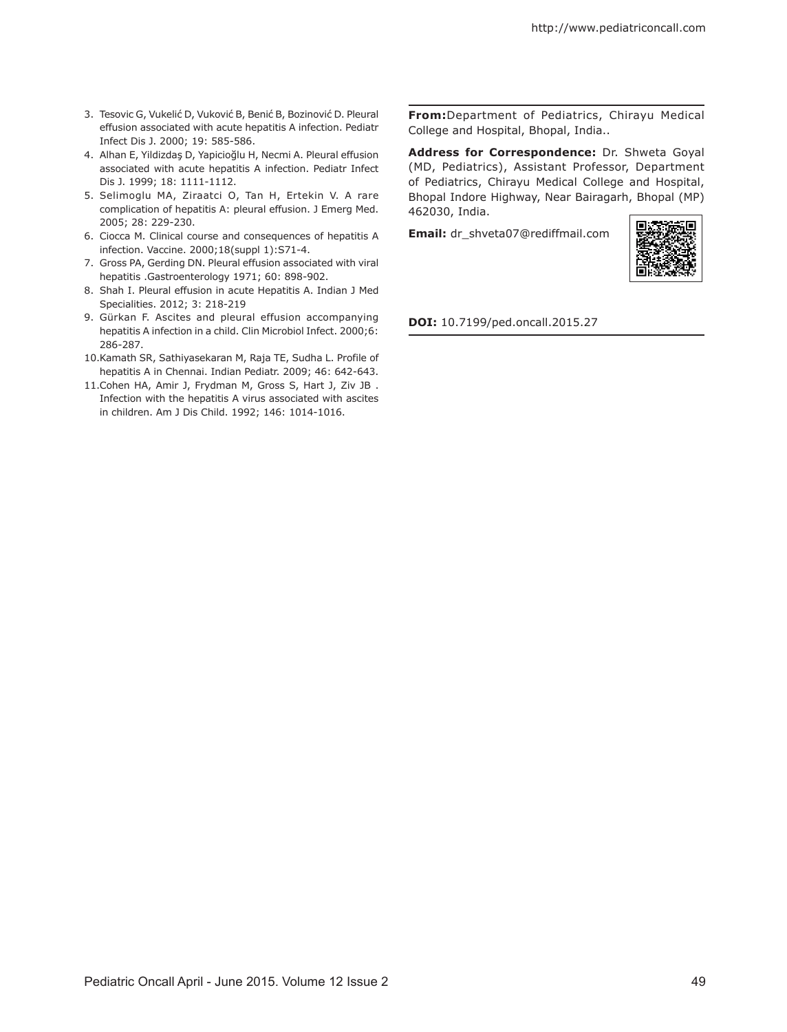3. Tesovic G, Vukelić D, Vuković B, Benić B, Bozinović D. Pleural effusion associated with acute hepatitis A infection. Pediatr Infect Dis J. 2000; 19: 585-586.
4. Alhan E, Yildizdaş D, Yapicioğlu H, Necmi A. Pleural effusion associated with acute hepatitis A infection. Pediatr Infect Dis J. 1999; 18: 1111-1112.
5. Selimoglu MA, Ziraatci O, Tan H, Ertekin V. A rare complication of hepatitis A: pleural effusion. J Emerg Med. 2005; 28: 229-230.
6. Ciocca M. Clinical course and consequences of hepatitis A infection. Vaccine. 2000;18(suppl 1):S71-4.
7. Gross PA, Gerding DN. Pleural effusion associated with viral hepatitis .Gastroenterology 1971; 60: 898-902.
8. Shah I. Pleural effusion in acute Hepatitis A. Indian J Med Specialities. 2012; 3: 218-219
9. Gürkan F. Ascites and pleural effusion accompanying hepatitis A infection in a child. Clin Microbiol Infect. 2000;6: 286-287.
10. Kamath SR, Sathiyasekaran M, Raja TE, Sudha L. Profile of hepatitis A in Chennai. Indian Pediatr. 2009; 46: 642-643.
11. Cohen HA, Amir J, Frydman M, Gross S, Hart J, Ziv JB . Infection with the hepatitis A virus associated with ascites in children. Am J Dis Child. 1992; 146: 1014-1016.

**From:**Department of Pediatrics, Chirayu Medical College and Hospital, Bhopal, India..

**Address for Correspondence:** Dr. Shweta Goyal (MD, Pediatrics), Assistant Professor, Department of Pediatrics, Chirayu Medical College and Hospital, Bhopal Indore Highway, Near Bairagarh, Bhopal (MP) 462030, India.

**Email:** dr_shveta07@rediffmail.com

**DOI:** 10.7199/ped.oncall.2015.27